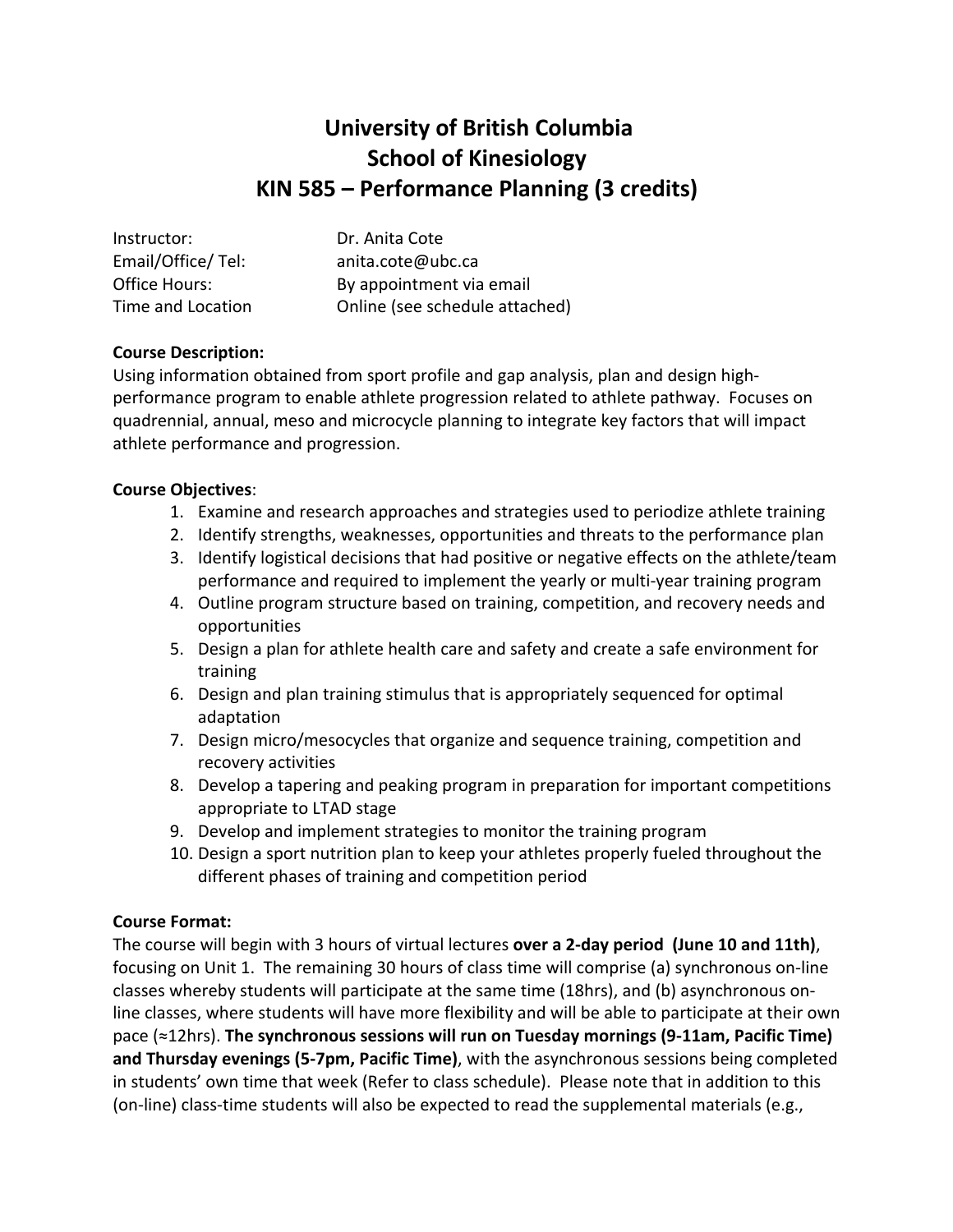# University of British Columbia
# School of Kinesiology
# KIN 585 – Performance Planning (3 credits)

Instructor: Dr. Anita Cote
Email/Office/ Tel: anita.cote@ubc.ca
Office Hours: By appointment via email
Time and Location Online (see schedule attached)

**Course Description:**
Using information obtained from sport profile and gap analysis, plan and design high-performance program to enable athlete progression related to athlete pathway. Focuses on quadrennial, annual, meso and microcycle planning to integrate key factors that will impact athlete performance and progression.

**Course Objectives**:

1. Examine and research approaches and strategies used to periodize athlete training
2. Identify strengths, weaknesses, opportunities and threats to the performance plan
3. Identify logistical decisions that had positive or negative effects on the athlete/team performance and required to implement the yearly or multi-year training program
4. Outline program structure based on training, competition, and recovery needs and opportunities
5. Design a plan for athlete health care and safety and create a safe environment for training
6. Design and plan training stimulus that is appropriately sequenced for optimal adaptation
7. Design micro/mesocycles that organize and sequence training, competition and recovery activities
8. Develop a tapering and peaking program in preparation for important competitions appropriate to LTAD stage
9. Develop and implement strategies to monitor the training program
10. Design a sport nutrition plan to keep your athletes properly fueled throughout the different phases of training and competition period

**Course Format:**
The course will begin with 3 hours of virtual lectures **over a 2-day period (June 10 and 11th)**, focusing on Unit 1. The remaining 30 hours of class time will comprise (a) synchronous on-line classes whereby students will participate at the same time (18hrs), and (b) asynchronous on-line classes, where students will have more flexibility and will be able to participate at their own pace (≈12hrs). **The synchronous sessions will run on Tuesday mornings (9-11am, Pacific Time) and Thursday evenings (5-7pm, Pacific Time)**, with the asynchronous sessions being completed in students' own time that week (Refer to class schedule). Please note that in addition to this (on-line) class-time students will also be expected to read the supplemental materials (e.g.,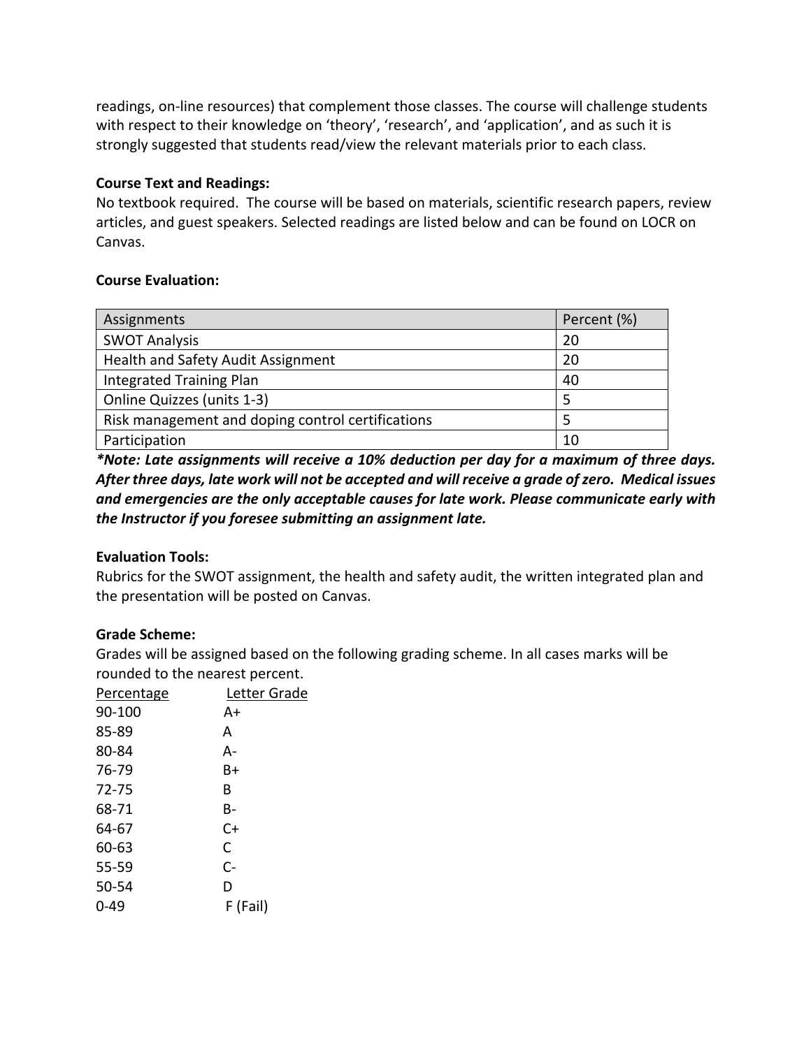readings, on-line resources) that complement those classes. The course will challenge students with respect to their knowledge on 'theory', 'research', and 'application', and as such it is strongly suggested that students read/view the relevant materials prior to each class.

**Course Text and Readings:**

No textbook required. The course will be based on materials, scientific research papers, review articles, and guest speakers. Selected readings are listed below and can be found on LOCR on Canvas.

**Course Evaluation:**

| Assignments | Percent (%) |
|---|---|
| SWOT Analysis | 20 |
| Health and Safety Audit Assignment | 20 |
| Integrated Training Plan | 40 |
| Online Quizzes (units 1-3) | 5 |
| Risk management and doping control certifications | 5 |
| Participation | 10 |

***Note: Late assignments will receive a 10% deduction per day for a maximum of three days. After three days, late work will not be accepted and will receive a grade of zero. Medical issues and emergencies are the only acceptable causes for late work. Please communicate early with the Instructor if you foresee submitting an assignment late.***

**Evaluation Tools:**

Rubrics for the SWOT assignment, the health and safety audit, the written integrated plan and the presentation will be posted on Canvas.

**Grade Scheme:**

Grades will be assigned based on the following grading scheme. In all cases marks will be rounded to the nearest percent.

| Percentage | Letter Grade |
|---|---|
| 90-100 | A+ |
| 85-89 | A |
| 80-84 | A- |
| 76-79 | B+ |
| 72-75 | B |
| 68-71 | B- |
| 64-67 | C+ |
| 60-63 | C |
| 55-59 | C- |
| 50-54 | D |
| 0-49 | F (Fail) |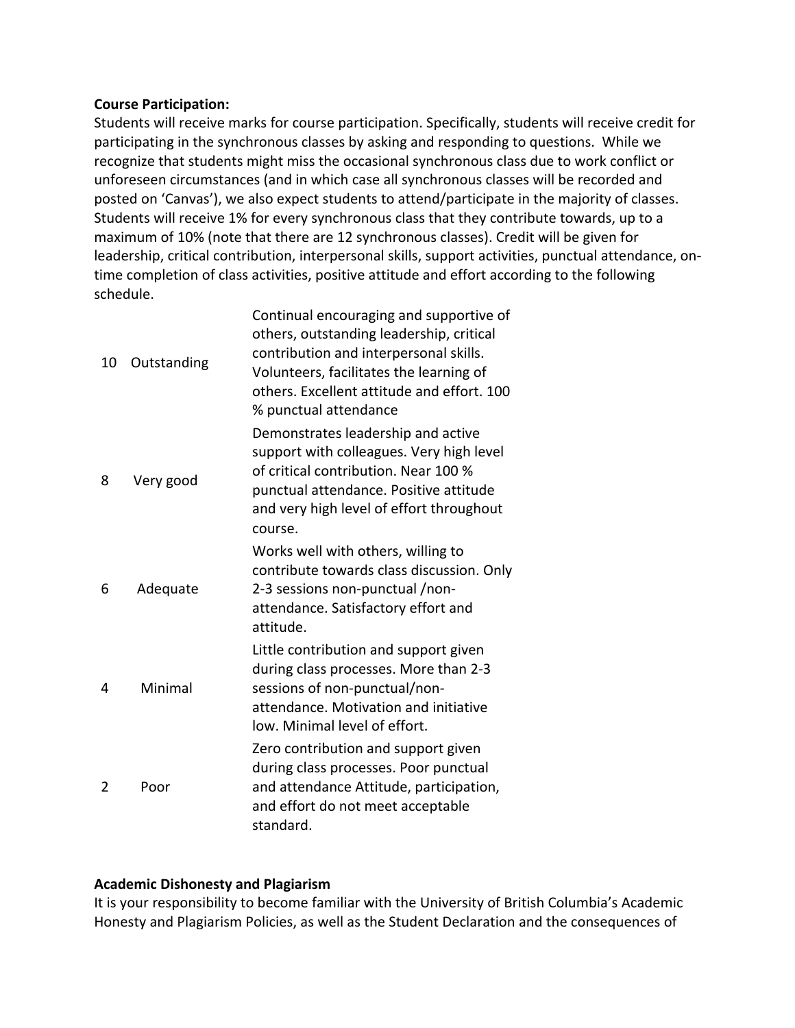**Course Participation:**

Students will receive marks for course participation. Specifically, students will receive credit for participating in the synchronous classes by asking and responding to questions. While we recognize that students might miss the occasional synchronous class due to work conflict or unforeseen circumstances (and in which case all synchronous classes will be recorded and posted on 'Canvas'), we also expect students to attend/participate in the majority of classes. Students will receive 1% for every synchronous class that they contribute towards, up to a maximum of 10% (note that there are 12 synchronous classes). Credit will be given for leadership, critical contribution, interpersonal skills, support activities, punctual attendance, on-time completion of class activities, positive attitude and effort according to the following schedule.

| | | |
|---|---|---|
| 10 | Outstanding | Continual encouraging and supportive of others, outstanding leadership, critical contribution and interpersonal skills. Volunteers, facilitates the learning of others. Excellent attitude and effort. 100 % punctual attendance |
| 8 | Very good | Demonstrates leadership and active support with colleagues. Very high level of critical contribution. Near 100 % punctual attendance. Positive attitude and very high level of effort throughout course. |
| 6 | Adequate | Works well with others, willing to contribute towards class discussion. Only 2-3 sessions non-punctual /non-attendance. Satisfactory effort and attitude. |
| 4 | Minimal | Little contribution and support given during class processes. More than 2-3 sessions of non-punctual/non-attendance. Motivation and initiative low. Minimal level of effort. |
| 2 | Poor | Zero contribution and support given during class processes. Poor punctual and attendance Attitude, participation, and effort do not meet acceptable standard. |

**Academic Dishonesty and Plagiarism**

It is your responsibility to become familiar with the University of British Columbia's Academic Honesty and Plagiarism Policies, as well as the Student Declaration and the consequences of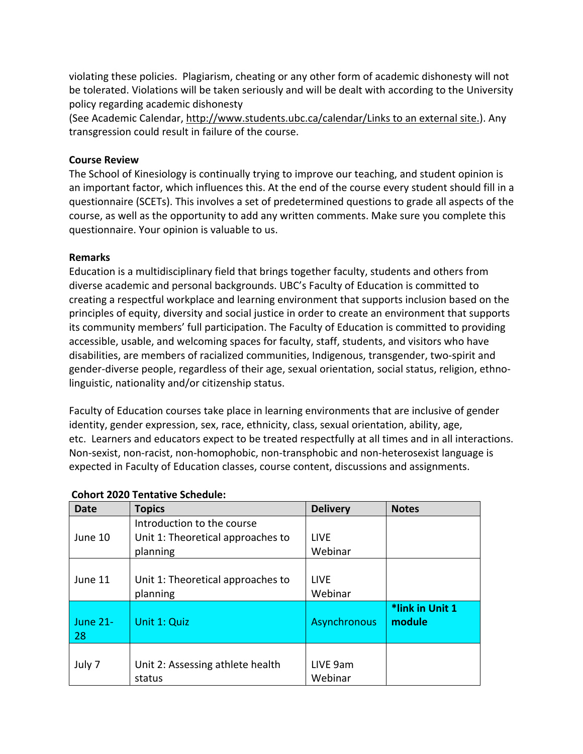violating these policies. Plagiarism, cheating or any other form of academic dishonesty will not be tolerated. Violations will be taken seriously and will be dealt with according to the University policy regarding academic dishonesty
(See Academic Calendar, http://www.students.ubc.ca/calendar/Links to an external site.). Any transgression could result in failure of the course.

**Course Review**

The School of Kinesiology is continually trying to improve our teaching, and student opinion is an important factor, which influences this. At the end of the course every student should fill in a questionnaire (SCETs). This involves a set of predetermined questions to grade all aspects of the course, as well as the opportunity to add any written comments. Make sure you complete this questionnaire. Your opinion is valuable to us.

**Remarks**

Education is a multidisciplinary field that brings together faculty, students and others from diverse academic and personal backgrounds. UBC's Faculty of Education is committed to creating a respectful workplace and learning environment that supports inclusion based on the principles of equity, diversity and social justice in order to create an environment that supports its community members' full participation. The Faculty of Education is committed to providing accessible, usable, and welcoming spaces for faculty, staff, students, and visitors who have disabilities, are members of racialized communities, Indigenous, transgender, two-spirit and gender-diverse people, regardless of their age, sexual orientation, social status, religion, ethno-linguistic, nationality and/or citizenship status.

Faculty of Education courses take place in learning environments that are inclusive of gender identity, gender expression, sex, race, ethnicity, class, sexual orientation, ability, age, etc. Learners and educators expect to be treated respectfully at all times and in all interactions. Non-sexist, non-racist, non-homophobic, non-transphobic and non-heterosexist language is expected in Faculty of Education classes, course content, discussions and assignments.

**Cohort 2020 Tentative Schedule:**

| Date | Topics | Delivery | Notes |
|---|---|---|---|
| June 10 | Introduction to the course<br>Unit 1: Theoretical approaches to planning | LIVE Webinar | |
| June 11 | Unit 1: Theoretical approaches to planning | LIVE Webinar | |
| June 21-28 | Unit 1: Quiz | Asynchronous | **\*link in Unit 1 module** |
| July 7 | Unit 2: Assessing athlete health status | LIVE 9am Webinar | |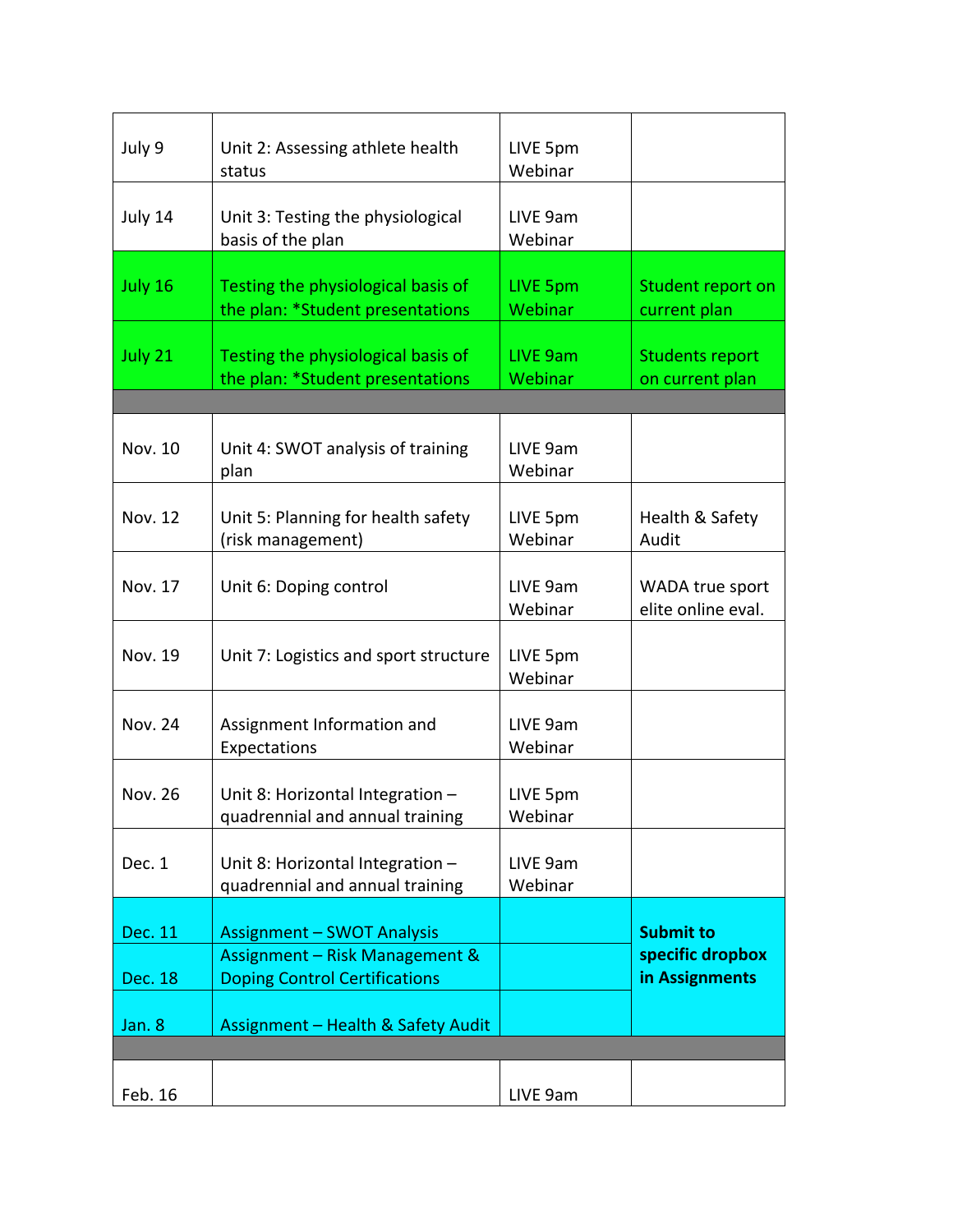| July 9 | Unit 2: Assessing athlete health status | LIVE 5pm Webinar | |
|---|---|---|---|
| July 14 | Unit 3: Testing the physiological basis of the plan | LIVE 9am Webinar | |
| July 16 | Testing the physiological basis of the plan: *Student presentations | LIVE 5pm Webinar | Student report on current plan |
| July 21 | Testing the physiological basis of the plan: *Student presentations | LIVE 9am Webinar | Students report on current plan |
| | | | |
| Nov. 10 | Unit 4: SWOT analysis of training plan | LIVE 9am Webinar | |
| Nov. 12 | Unit 5: Planning for health safety (risk management) | LIVE 5pm Webinar | Health & Safety Audit |
| Nov. 17 | Unit 6: Doping control | LIVE 9am Webinar | WADA true sport elite online eval. |
| Nov. 19 | Unit 7: Logistics and sport structure | LIVE 5pm Webinar | |
| Nov. 24 | Assignment Information and Expectations | LIVE 9am Webinar | |
| Nov. 26 | Unit 8: Horizontal Integration – quadrennial and annual training | LIVE 5pm Webinar | |
| Dec. 1 | Unit 8: Horizontal Integration – quadrennial and annual training | LIVE 9am Webinar | |
| Dec. 11 | Assignment – SWOT Analysis | | **Submit to specific dropbox in Assignments** |
| Dec. 18 | Assignment – Risk Management & Doping Control Certifications | | |
| Jan. 8 | Assignment – Health & Safety Audit | | |
| | | | |
| Feb. 16 | | LIVE 9am | |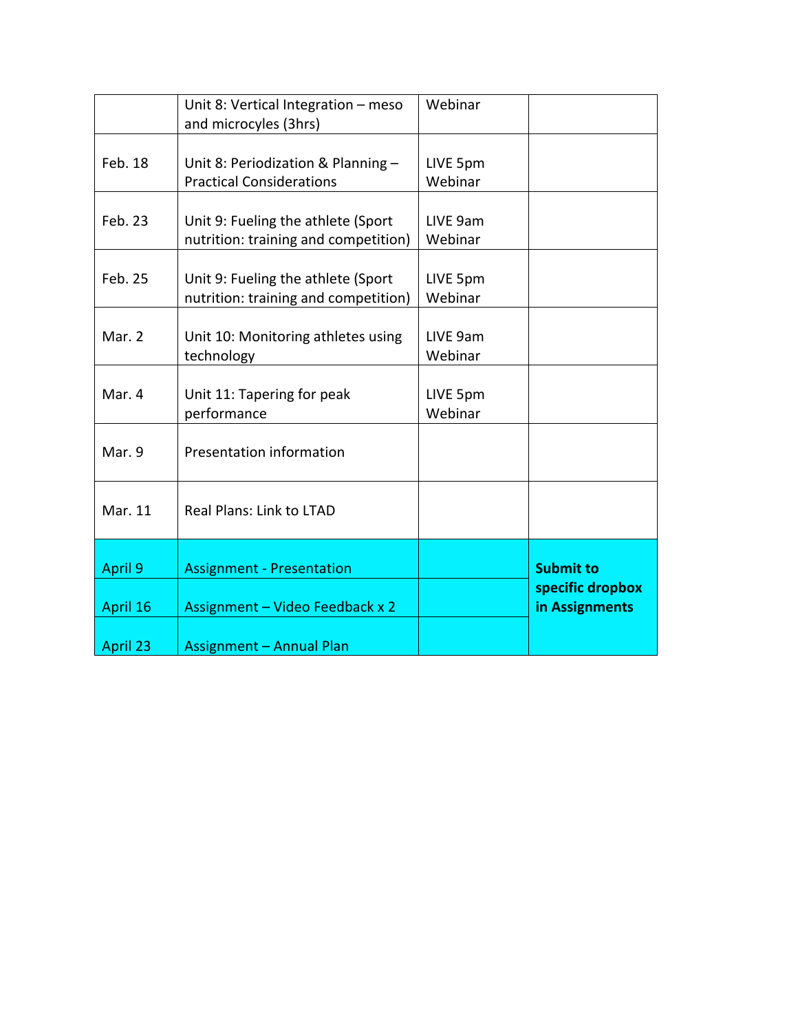| | | | |
|---|---|---|---|
| | Unit 8: Vertical Integration – meso and microcyles (3hrs) | Webinar | |
| Feb. 18 | Unit 8: Periodization & Planning – Practical Considerations | LIVE 5pm Webinar | |
| Feb. 23 | Unit 9: Fueling the athlete (Sport nutrition: training and competition) | LIVE 9am Webinar | |
| Feb. 25 | Unit 9: Fueling the athlete (Sport nutrition: training and competition) | LIVE 5pm Webinar | |
| Mar. 2 | Unit 10: Monitoring athletes using technology | LIVE 9am Webinar | |
| Mar. 4 | Unit 11: Tapering for peak performance | LIVE 5pm Webinar | |
| Mar. 9 | Presentation information | | |
| Mar. 11 | Real Plans: Link to LTAD | | |
| April 9 | Assignment - Presentation | | **Submit to specific dropbox in Assignments** |
| April 16 | Assignment – Video Feedback x 2 | | |
| April 23 | Assignment – Annual Plan | | |